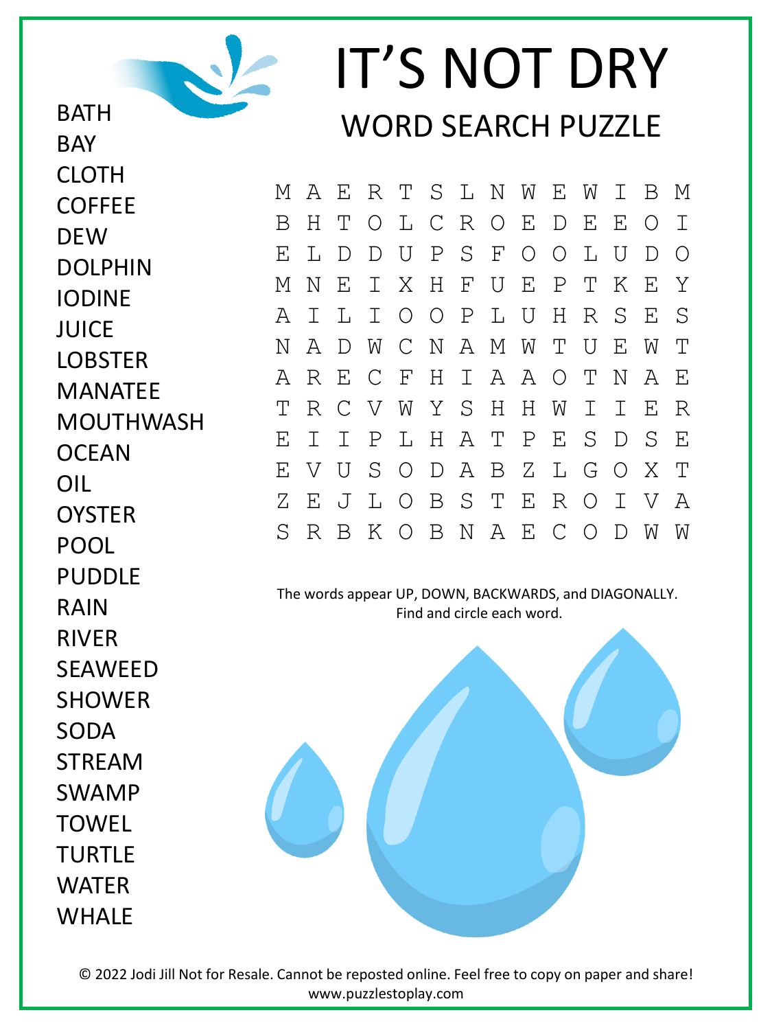# IT'S NOT DRY

## WORD SEARCH PUZZLE

- BATH
- BAY
- CLOTH
- COFFEE
- DEW
- DOLPHIN
- IODINE
- JUICE
- LOBSTER
- MANATEE
- MOUTHWASH
- OCEAN
- OIL
- OYSTER
- POOL
- PUDDLE
- RAIN
- RIVER
- SEAWEED
- SHOWER
- SODA
- STREAM
- SWAMP
- TOWEL
- TURTLE
- WATER
- WHALE

```
M A E R T S L N W E W I B M
B H T O L C R O E D E E O I
E L D D U P S F O O L U D O
M N E I X H F U E P T K E Y
A I L I O O P L U H R S E S
N A D W C N A M W T U E W T
A R E C F H I A A O T N A E
T R C V W Y S H H W I I E R
E I I P L H A T P E S D S E
E V U S O D A B Z L G O X T
Z E J L O B S T E R O I V A
S R B K O B N A E C O D W W
```

The words appear UP, DOWN, BACKWARDS, and DIAGONALLY.
Find and circle each word.

© 2022 Jodi Jill Not for Resale. Cannot be reposted online. Feel free to copy on paper and share!
www.puzzlestoplay.com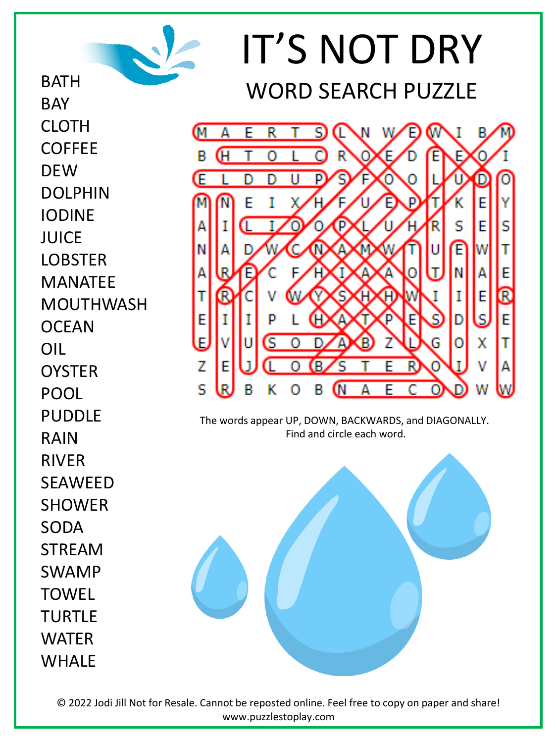# IT'S NOT DRY

## WORD SEARCH PUZZLE

BATH
BAY
CLOTH
COFFEE
DEW
DOLPHIN
IODINE
JUICE
LOBSTER
MANATEE
MOUTHWASH
OCEAN
OIL
OYSTER
POOL
PUDDLE
RAIN
RIVER
SEAWEED
SHOWER
SODA
STREAM
SWAMP
TOWEL
TURTLE
WATER
WHALE

| | | | | | | | | | | | | | |
|---|---|---|---|---|---|---|---|---|---|---|---|---|---|
| M | A | E | R | T | S | L | N | W | E | W | I | B | M |
| B | H | T | O | L | C | R | O | E | D | E | E | O | I |
| E | L | D | D | U | P | S | F | O | O | L | U | D | O |
| M | N | E | I | X | H | F | U | E | P | T | K | E | Y |
| A | I | L | I | O | O | P | L | U | H | R | S | E | S |
| N | A | D | W | C | N | A | M | W | T | U | E | W | T |
| A | R | E | C | F | H | I | A | A | O | T | N | A | E |
| T | R | C | V | W | Y | S | H | H | W | I | I | E | R |
| E | I | I | P | L | H | A | T | P | E | S | D | S | E |
| E | V | U | S | O | D | A | B | Z | L | G | O | X | T |
| Z | E | J | L | O | B | S | T | E | R | O | I | V | A |
| S | R | B | K | O | B | N | A | E | C | O | D | W | W |

The words appear UP, DOWN, BACKWARDS, and DIAGONALLY.
Find and circle each word.

© 2022 Jodi Jill Not for Resale. Cannot be reposted online. Feel free to copy on paper and share!
www.puzzlestoplay.com